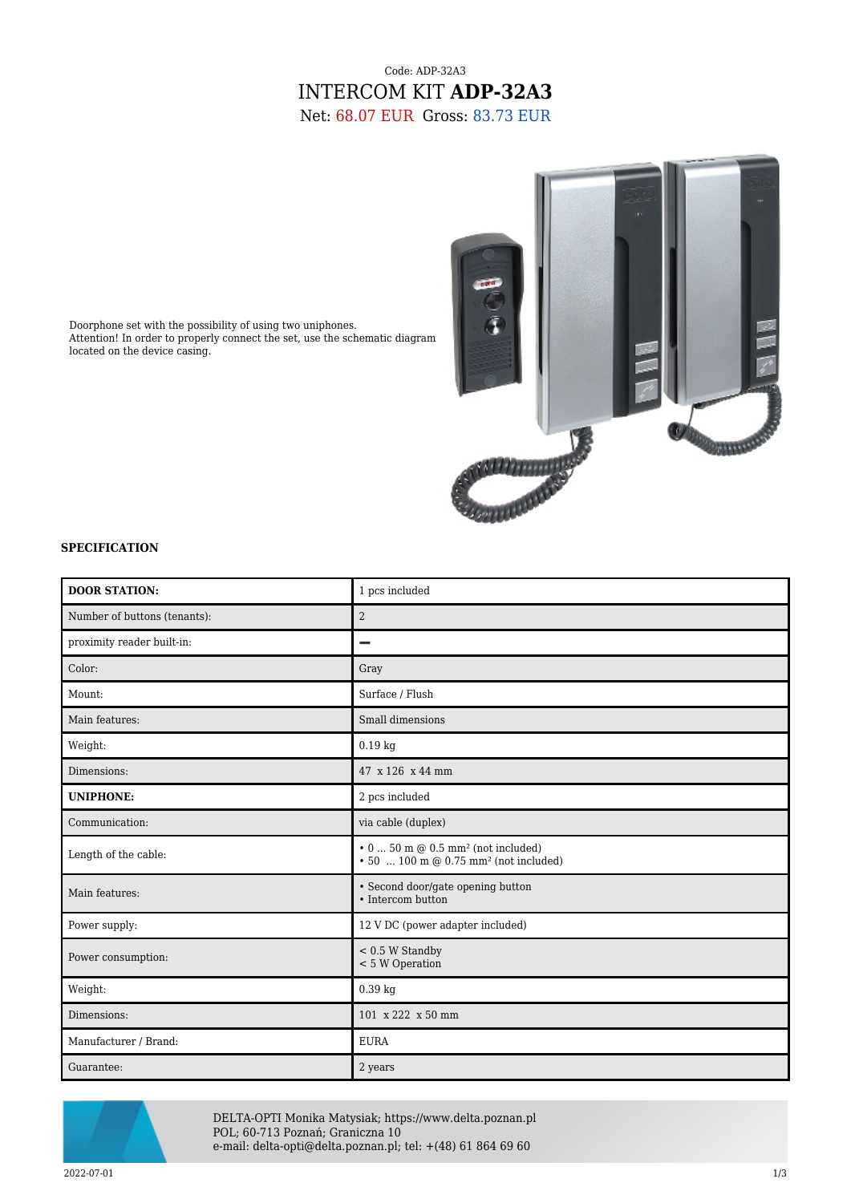Code: ADP-32A3

# INTERCOM KIT **ADP-32A3**

Net: 68.07 EUR Gross: 83.73 EUR

Doorphone set with the possibility of using two uniphones.
Attention! In order to properly connect the set, use the schematic diagram located on the device casing.

**SPECIFICATION**

| **DOOR STATION:** | 1 pcs included |
|---|---|
| Number of buttons (tenants): | 2 |
| proximity reader built-in: | – |
| Color: | Gray |
| Mount: | Surface / Flush |
| Main features: | Small dimensions |
| Weight: | 0.19 kg |
| Dimensions: | 47 x 126 x 44 mm |
| **UNIPHONE:** | 2 pcs included |
| Communication: | via cable (duplex) |
| Length of the cable: | • 0 ... 50 m @ 0.5 mm² (not included)<br>• 50 ... 100 m @ 0.75 mm² (not included) |
| Main features: | • Second door/gate opening button<br>• Intercom button |
| Power supply: | 12 V DC (power adapter included) |
| Power consumption: | < 0.5 W Standby<br>< 5 W Operation |
| Weight: | 0.39 kg |
| Dimensions: | 101 x 222 x 50 mm |
| Manufacturer / Brand: | EURA |
| Guarantee: | 2 years |

DELTA-OPTI Monika Matysiak; https://www.delta.poznan.pl
POL; 60-713 Poznań; Graniczna 10
e-mail: delta-opti@delta.poznan.pl; tel: +(48) 61 864 69 60

2022-07-01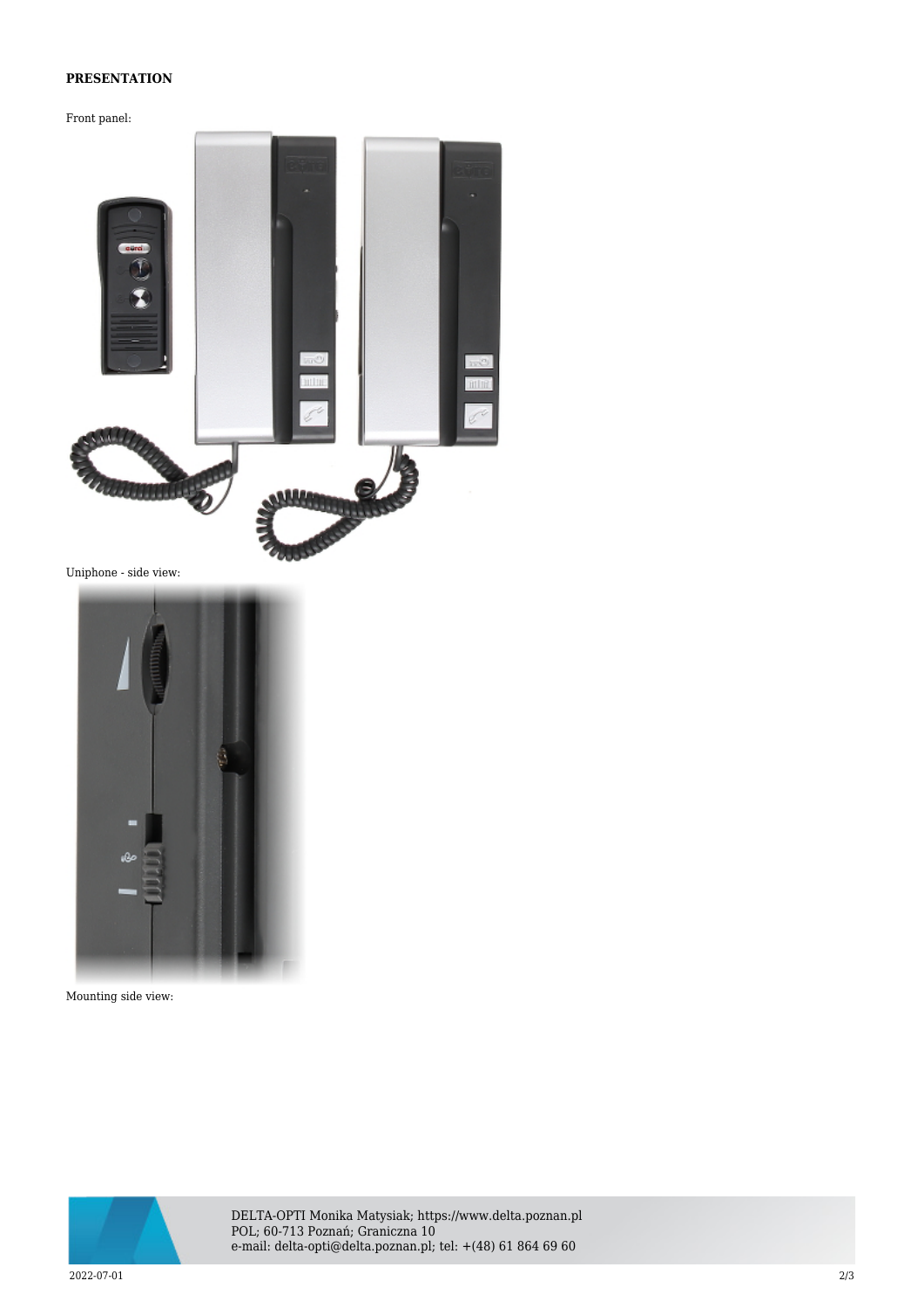**PRESENTATION**

Front panel:

Uniphone - side view:

Mounting side view: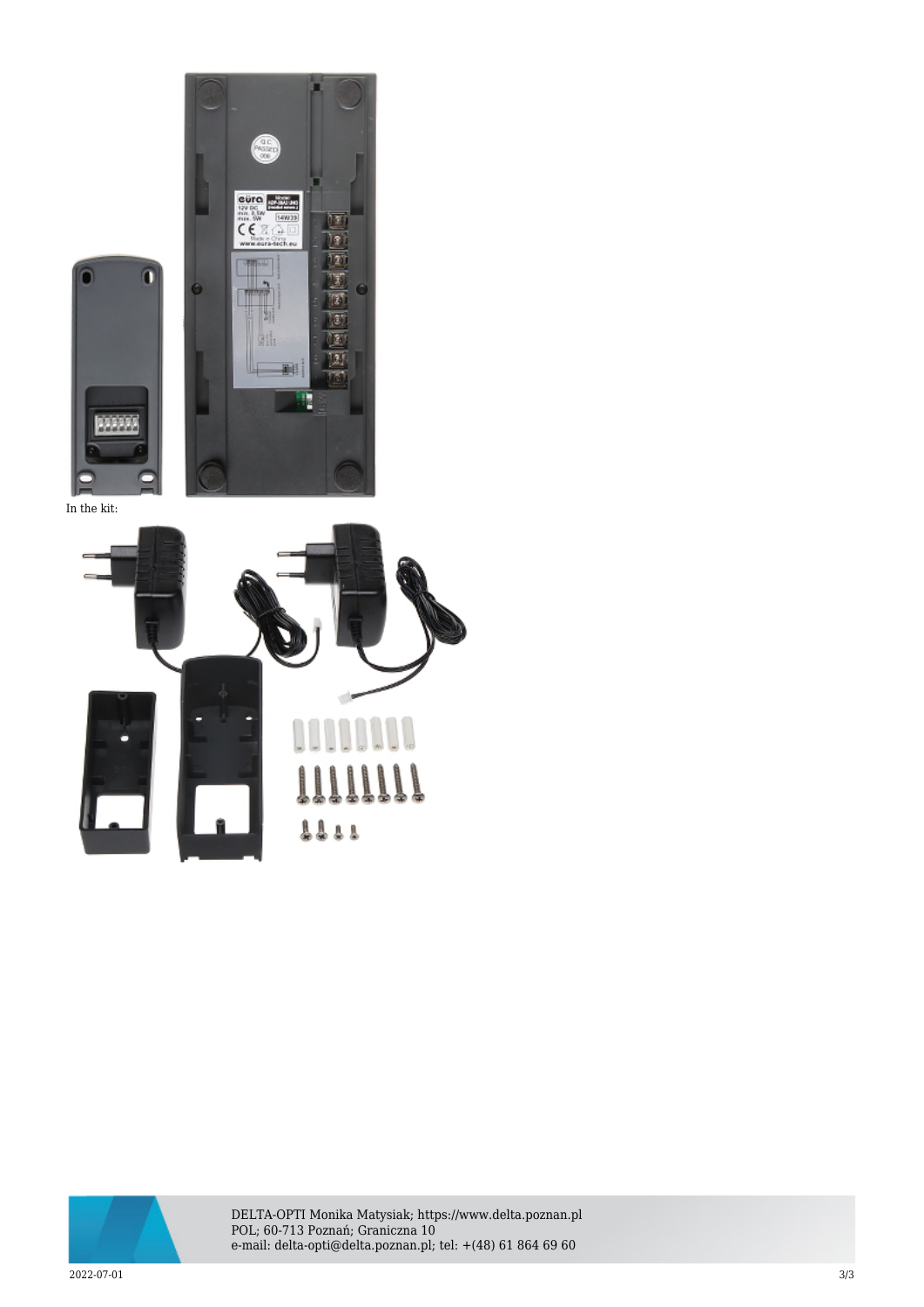In the kit: